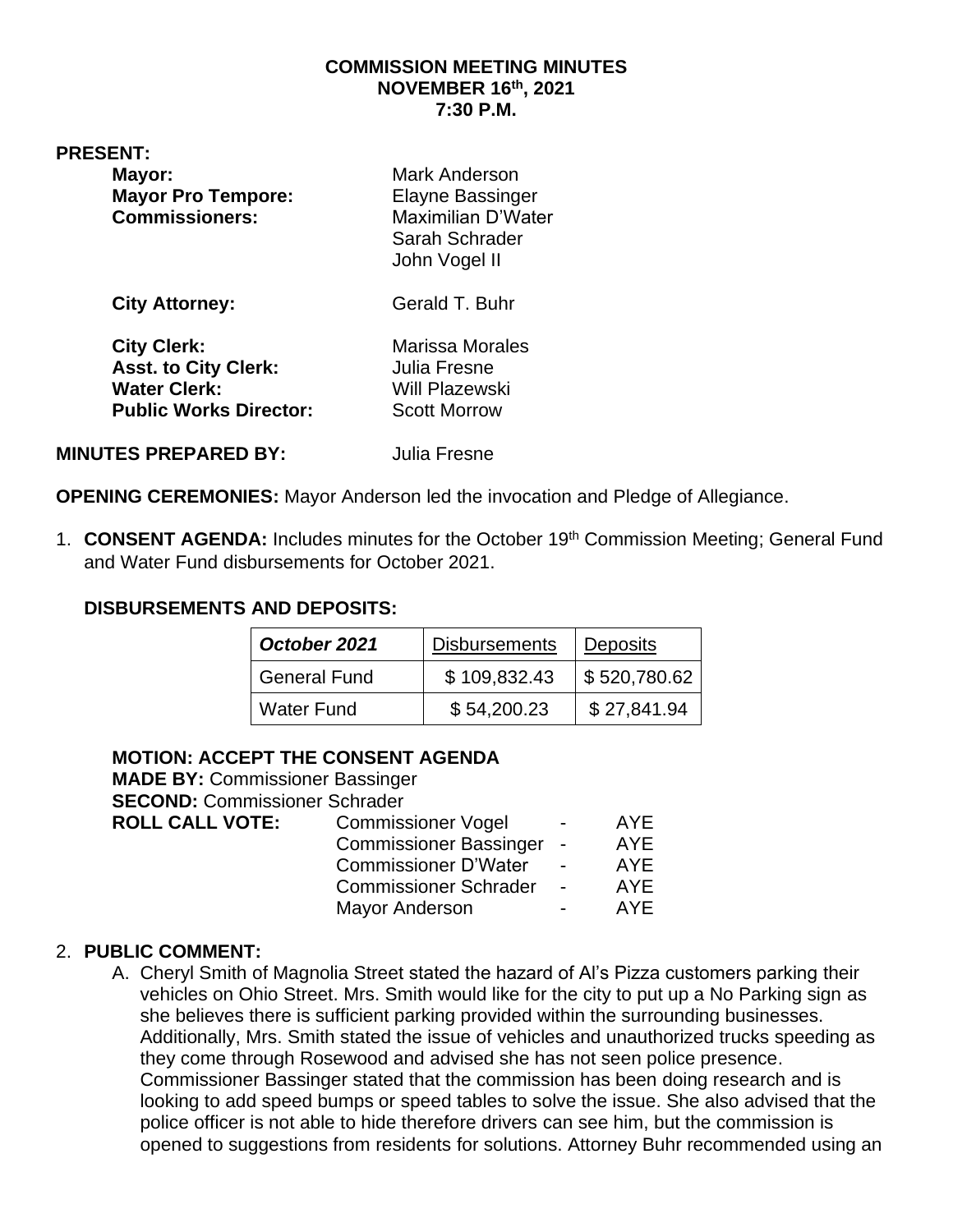**COMMISSION MEETING MINUTES**
**NOVEMBER 16th, 2021**
**7:30 P.M.**

**PRESENT:**

| | |
|---|---|
| **Mayor:** | Mark Anderson |
| **Mayor Pro Tempore:** | Elayne Bassinger |
| **Commissioners:** | Maximilian D'Water |
| | Sarah Schrader |
| | John Vogel II |
| **City Attorney:** | Gerald T. Buhr |
| **City Clerk:** | Marissa Morales |
| **Asst. to City Clerk:** | Julia Fresne |
| **Water Clerk:** | Will Plazewski |
| **Public Works Director:** | Scott Morrow |

**MINUTES PREPARED BY:** Julia Fresne

**OPENING CEREMONIES:** Mayor Anderson led the invocation and Pledge of Allegiance.

1. **CONSENT AGENDA:** Includes minutes for the October 19th Commission Meeting; General Fund and Water Fund disbursements for October 2021.

**DISBURSEMENTS AND DEPOSITS:**

| ***October 2021*** | Disbursements | Deposits |
|---|---|---|
| General Fund | \$ 109,832.43 | \$ 520,780.62 |
| Water Fund | \$ 54,200.23 | \$ 27,841.94 |

**MOTION: ACCEPT THE CONSENT AGENDA**
**MADE BY:** Commissioner Bassinger
**SECOND:** Commissioner Schrader

| **ROLL CALL VOTE:** | | | |
|---|---|---|---|
| | Commissioner Vogel | - | AYE |
| | Commissioner Bassinger | - | AYE |
| | Commissioner D'Water | - | AYE |
| | Commissioner Schrader | - | AYE |
| | Mayor Anderson | - | AYE |

2. **PUBLIC COMMENT:**
   A. Cheryl Smith of Magnolia Street stated the hazard of Al's Pizza customers parking their vehicles on Ohio Street. Mrs. Smith would like for the city to put up a No Parking sign as she believes there is sufficient parking provided within the surrounding businesses. Additionally, Mrs. Smith stated the issue of vehicles and unauthorized trucks speeding as they come through Rosewood and advised she has not seen police presence. Commissioner Bassinger stated that the commission has been doing research and is looking to add speed bumps or speed tables to solve the issue. She also advised that the police officer is not able to hide therefore drivers can see him, but the commission is opened to suggestions from residents for solutions. Attorney Buhr recommended using an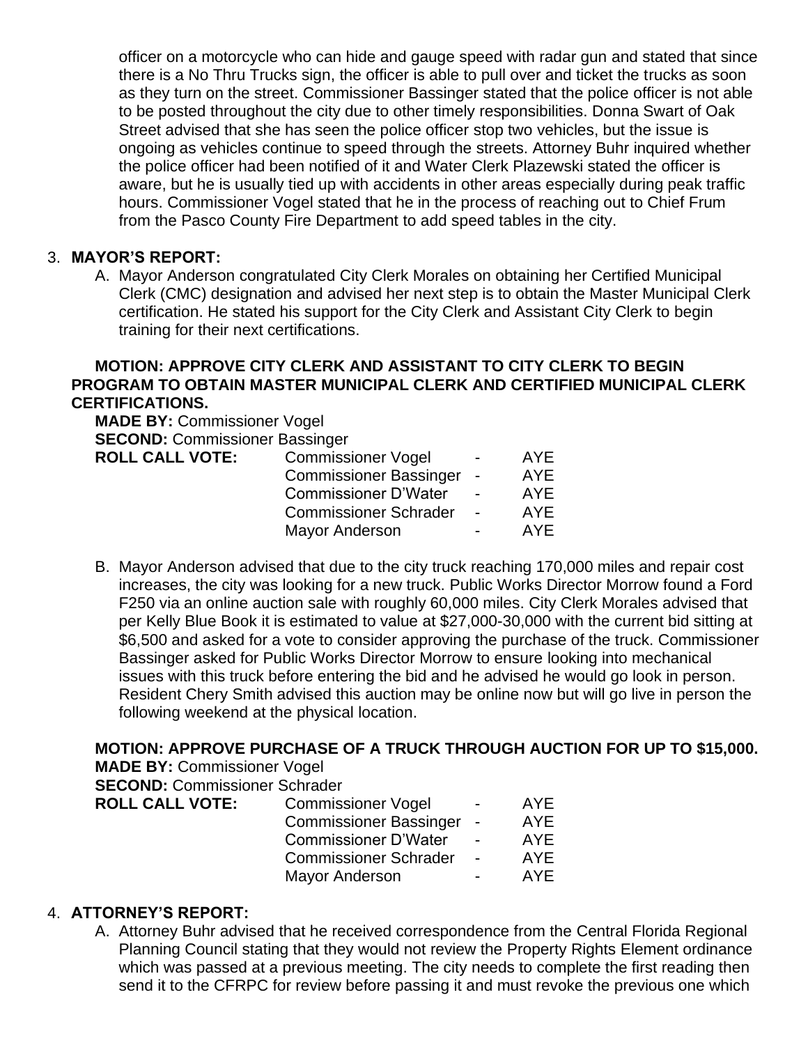officer on a motorcycle who can hide and gauge speed with radar gun and stated that since there is a No Thru Trucks sign, the officer is able to pull over and ticket the trucks as soon as they turn on the street. Commissioner Bassinger stated that the police officer is not able to be posted throughout the city due to other timely responsibilities. Donna Swart of Oak Street advised that she has seen the police officer stop two vehicles, but the issue is ongoing as vehicles continue to speed through the streets. Attorney Buhr inquired whether the police officer had been notified of it and Water Clerk Plazewski stated the officer is aware, but he is usually tied up with accidents in other areas especially during peak traffic hours. Commissioner Vogel stated that he in the process of reaching out to Chief Frum from the Pasco County Fire Department to add speed tables in the city.

3. **MAYOR'S REPORT:**
   A. Mayor Anderson congratulated City Clerk Morales on obtaining her Certified Municipal Clerk (CMC) designation and advised her next step is to obtain the Master Municipal Clerk certification. He stated his support for the City Clerk and Assistant City Clerk to begin training for their next certifications.

**MOTION: APPROVE CITY CLERK AND ASSISTANT TO CITY CLERK TO BEGIN PROGRAM TO OBTAIN MASTER MUNICIPAL CLERK AND CERTIFIED MUNICIPAL CLERK CERTIFICATIONS.**

**MADE BY:** Commissioner Vogel
**SECOND:** Commissioner Bassinger

| **ROLL CALL VOTE:** | Commissioner Vogel | - | AYE |
|---|---|---|---|
| | Commissioner Bassinger | - | AYE |
| | Commissioner D'Water | - | AYE |
| | Commissioner Schrader | - | AYE |
| | Mayor Anderson | - | AYE |

   B. Mayor Anderson advised that due to the city truck reaching 170,000 miles and repair cost increases, the city was looking for a new truck. Public Works Director Morrow found a Ford F250 via an online auction sale with roughly 60,000 miles. City Clerk Morales advised that per Kelly Blue Book it is estimated to value at $27,000-30,000 with the current bid sitting at $6,500 and asked for a vote to consider approving the purchase of the truck. Commissioner Bassinger asked for Public Works Director Morrow to ensure looking into mechanical issues with this truck before entering the bid and he advised he would go look in person. Resident Chery Smith advised this auction may be online now but will go live in person the following weekend at the physical location.

**MOTION: APPROVE PURCHASE OF A TRUCK THROUGH AUCTION FOR UP TO $15,000.**
**MADE BY:** Commissioner Vogel
**SECOND:** Commissioner Schrader

| **ROLL CALL VOTE:** | Commissioner Vogel | - | AYE |
|---|---|---|---|
| | Commissioner Bassinger | - | AYE |
| | Commissioner D'Water | - | AYE |
| | Commissioner Schrader | - | AYE |
| | Mayor Anderson | - | AYE |

4. **ATTORNEY'S REPORT:**
   A. Attorney Buhr advised that he received correspondence from the Central Florida Regional Planning Council stating that they would not review the Property Rights Element ordinance which was passed at a previous meeting. The city needs to complete the first reading then send it to the CFRPC for review before passing it and must revoke the previous one which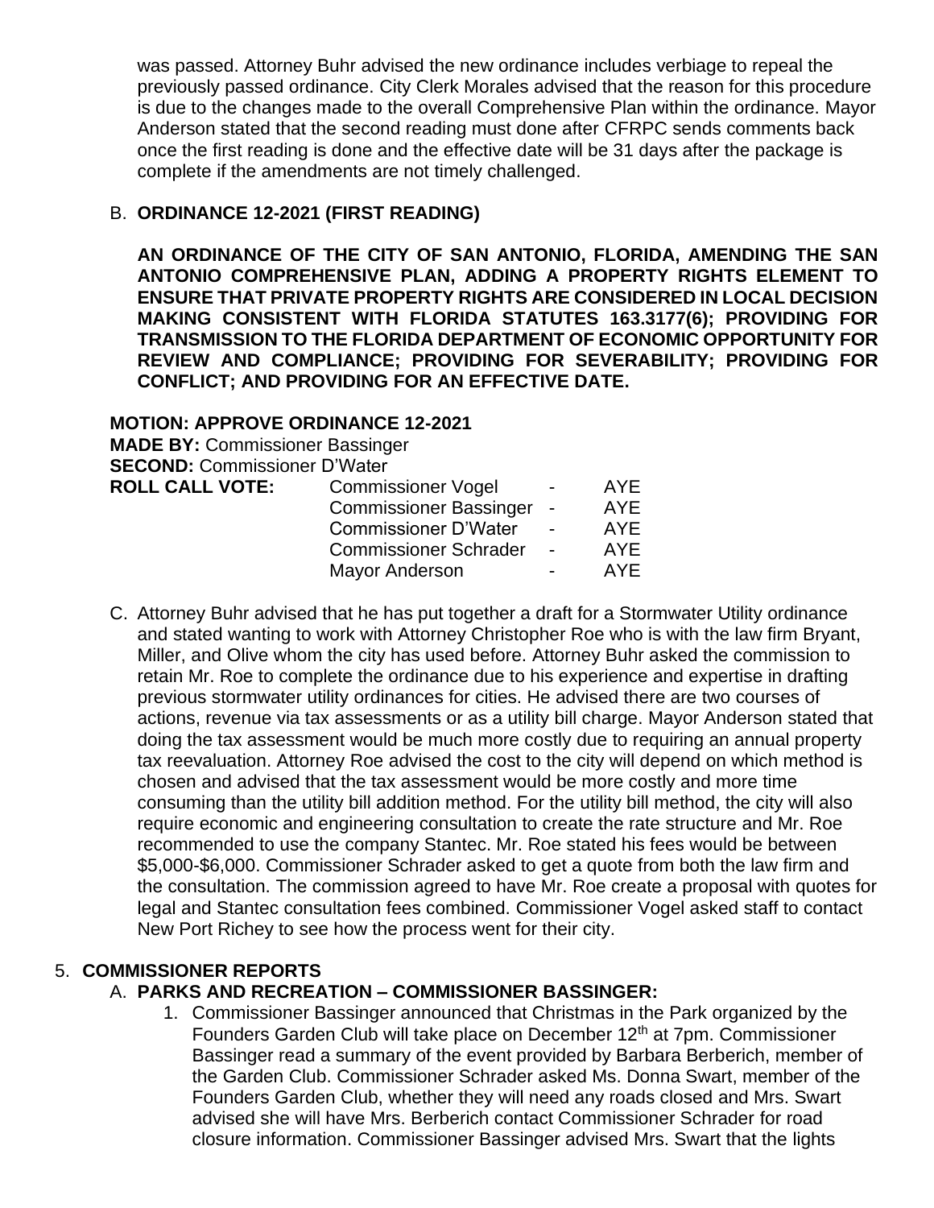was passed. Attorney Buhr advised the new ordinance includes verbiage to repeal the previously passed ordinance. City Clerk Morales advised that the reason for this procedure is due to the changes made to the overall Comprehensive Plan within the ordinance. Mayor Anderson stated that the second reading must done after CFRPC sends comments back once the first reading is done and the effective date will be 31 days after the package is complete if the amendments are not timely challenged.

B. **ORDINANCE 12-2021 (FIRST READING)**

**AN ORDINANCE OF THE CITY OF SAN ANTONIO, FLORIDA, AMENDING THE SAN ANTONIO COMPREHENSIVE PLAN, ADDING A PROPERTY RIGHTS ELEMENT TO ENSURE THAT PRIVATE PROPERTY RIGHTS ARE CONSIDERED IN LOCAL DECISION MAKING CONSISTENT WITH FLORIDA STATUTES 163.3177(6); PROVIDING FOR TRANSMISSION TO THE FLORIDA DEPARTMENT OF ECONOMIC OPPORTUNITY FOR REVIEW AND COMPLIANCE; PROVIDING FOR SEVERABILITY; PROVIDING FOR CONFLICT; AND PROVIDING FOR AN EFFECTIVE DATE.**

**MOTION: APPROVE ORDINANCE 12-2021**
**MADE BY:** Commissioner Bassinger
**SECOND:** Commissioner D'Water

| **ROLL CALL VOTE:** | Commissioner Vogel | - | AYE |
|---|---|---|---|
| | Commissioner Bassinger | - | AYE |
| | Commissioner D'Water | - | AYE |
| | Commissioner Schrader | - | AYE |
| | Mayor Anderson | - | AYE |

C. Attorney Buhr advised that he has put together a draft for a Stormwater Utility ordinance and stated wanting to work with Attorney Christopher Roe who is with the law firm Bryant, Miller, and Olive whom the city has used before. Attorney Buhr asked the commission to retain Mr. Roe to complete the ordinance due to his experience and expertise in drafting previous stormwater utility ordinances for cities. He advised there are two courses of actions, revenue via tax assessments or as a utility bill charge. Mayor Anderson stated that doing the tax assessment would be much more costly due to requiring an annual property tax reevaluation. Attorney Roe advised the cost to the city will depend on which method is chosen and advised that the tax assessment would be more costly and more time consuming than the utility bill addition method. For the utility bill method, the city will also require economic and engineering consultation to create the rate structure and Mr. Roe recommended to use the company Stantec. Mr. Roe stated his fees would be between \$5,000-\$6,000. Commissioner Schrader asked to get a quote from both the law firm and the consultation. The commission agreed to have Mr. Roe create a proposal with quotes for legal and Stantec consultation fees combined. Commissioner Vogel asked staff to contact New Port Richey to see how the process went for their city.

5. **COMMISSIONER REPORTS**

A. **PARKS AND RECREATION – COMMISSIONER BASSINGER:**

1. Commissioner Bassinger announced that Christmas in the Park organized by the Founders Garden Club will take place on December 12th at 7pm. Commissioner Bassinger read a summary of the event provided by Barbara Berberich, member of the Garden Club. Commissioner Schrader asked Ms. Donna Swart, member of the Founders Garden Club, whether they will need any roads closed and Mrs. Swart advised she will have Mrs. Berberich contact Commissioner Schrader for road closure information. Commissioner Bassinger advised Mrs. Swart that the lights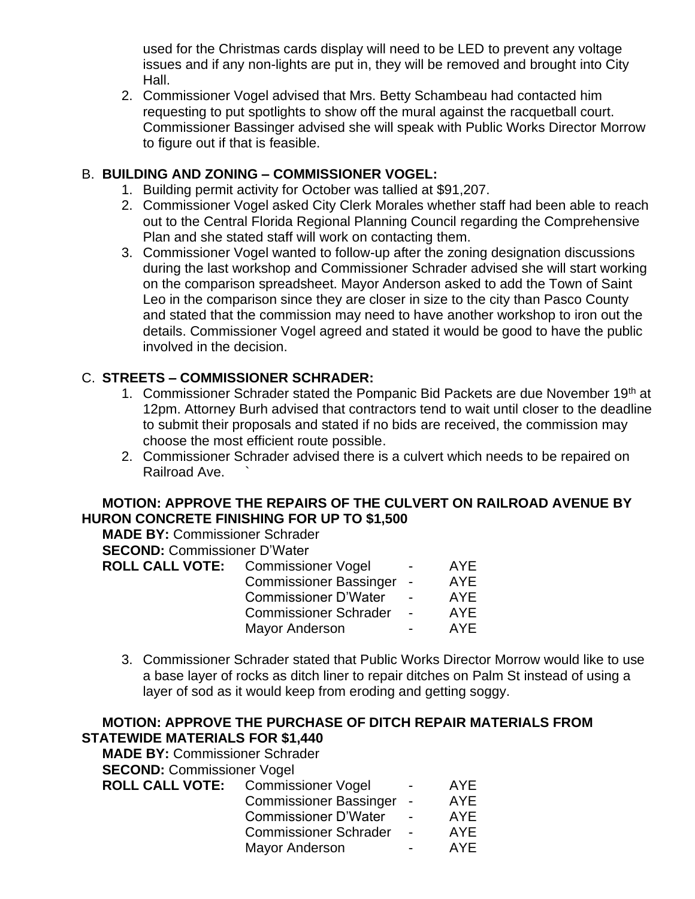used for the Christmas cards display will need to be LED to prevent any voltage issues and if any non-lights are put in, they will be removed and brought into City Hall.

2. Commissioner Vogel advised that Mrs. Betty Schambeau had contacted him requesting to put spotlights to show off the mural against the racquetball court. Commissioner Bassinger advised she will speak with Public Works Director Morrow to figure out if that is feasible.

B. **BUILDING AND ZONING – COMMISSIONER VOGEL:**

1. Building permit activity for October was tallied at $91,207.
2. Commissioner Vogel asked City Clerk Morales whether staff had been able to reach out to the Central Florida Regional Planning Council regarding the Comprehensive Plan and she stated staff will work on contacting them.
3. Commissioner Vogel wanted to follow-up after the zoning designation discussions during the last workshop and Commissioner Schrader advised she will start working on the comparison spreadsheet. Mayor Anderson asked to add the Town of Saint Leo in the comparison since they are closer in size to the city than Pasco County and stated that the commission may need to have another workshop to iron out the details. Commissioner Vogel agreed and stated it would be good to have the public involved in the decision.

C. **STREETS – COMMISSIONER SCHRADER:**

1. Commissioner Schrader stated the Pompanic Bid Packets are due November 19th at 12pm. Attorney Burh advised that contractors tend to wait until closer to the deadline to submit their proposals and stated if no bids are received, the commission may choose the most efficient route possible.
2. Commissioner Schrader advised there is a culvert which needs to be repaired on Railroad Ave. `

**MOTION: APPROVE THE REPAIRS OF THE CULVERT ON RAILROAD AVENUE BY HURON CONCRETE FINISHING FOR UP TO $1,500**

**MADE BY:** Commissioner Schrader
**SECOND:** Commissioner D'Water

| **ROLL CALL VOTE:** | Commissioner Vogel | - | AYE |
|---|---|---|---|
| | Commissioner Bassinger | - | AYE |
| | Commissioner D'Water | - | AYE |
| | Commissioner Schrader | - | AYE |
| | Mayor Anderson | - | AYE |

3. Commissioner Schrader stated that Public Works Director Morrow would like to use a base layer of rocks as ditch liner to repair ditches on Palm St instead of using a layer of sod as it would keep from eroding and getting soggy.

**MOTION: APPROVE THE PURCHASE OF DITCH REPAIR MATERIALS FROM STATEWIDE MATERIALS FOR $1,440**

**MADE BY:** Commissioner Schrader
**SECOND:** Commissioner Vogel

| **ROLL CALL VOTE:** | Commissioner Vogel | - | AYE |
|---|---|---|---|
| | Commissioner Bassinger | - | AYE |
| | Commissioner D'Water | - | AYE |
| | Commissioner Schrader | - | AYE |
| | Mayor Anderson | - | AYE |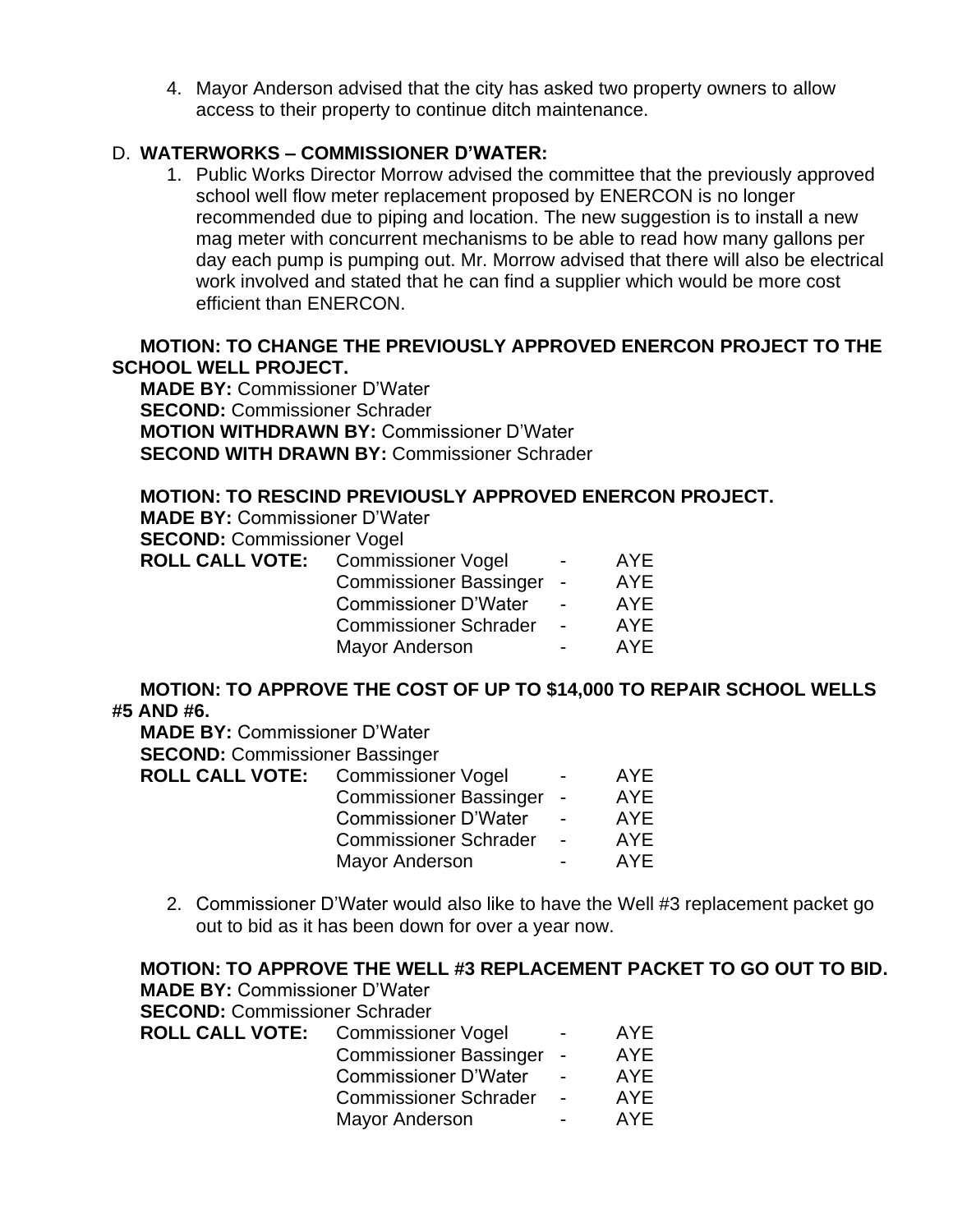4. Mayor Anderson advised that the city has asked two property owners to allow access to their property to continue ditch maintenance.

D. **WATERWORKS – COMMISSIONER D'WATER:**

1. Public Works Director Morrow advised the committee that the previously approved school well flow meter replacement proposed by ENERCON is no longer recommended due to piping and location. The new suggestion is to install a new mag meter with concurrent mechanisms to be able to read how many gallons per day each pump is pumping out. Mr. Morrow advised that there will also be electrical work involved and stated that he can find a supplier which would be more cost efficient than ENERCON.

**MOTION: TO CHANGE THE PREVIOUSLY APPROVED ENERCON PROJECT TO THE SCHOOL WELL PROJECT.**
**MADE BY:** Commissioner D'Water
**SECOND:** Commissioner Schrader
**MOTION WITHDRAWN BY:** Commissioner D'Water
**SECOND WITH DRAWN BY:** Commissioner Schrader

**MOTION: TO RESCIND PREVIOUSLY APPROVED ENERCON PROJECT.**
**MADE BY:** Commissioner D'Water
**SECOND:** Commissioner Vogel

| **ROLL CALL VOTE:** | | | |
|---|---|---|---|
| | Commissioner Vogel | - | AYE |
| | Commissioner Bassinger | - | AYE |
| | Commissioner D'Water | - | AYE |
| | Commissioner Schrader | - | AYE |
| | Mayor Anderson | - | AYE |

**MOTION: TO APPROVE THE COST OF UP TO $14,000 TO REPAIR SCHOOL WELLS #5 AND #6.**
**MADE BY:** Commissioner D'Water
**SECOND:** Commissioner Bassinger

| **ROLL CALL VOTE:** | | | |
|---|---|---|---|
| | Commissioner Vogel | - | AYE |
| | Commissioner Bassinger | - | AYE |
| | Commissioner D'Water | - | AYE |
| | Commissioner Schrader | - | AYE |
| | Mayor Anderson | - | AYE |

2. Commissioner D'Water would also like to have the Well #3 replacement packet go out to bid as it has been down for over a year now.

**MOTION: TO APPROVE THE WELL #3 REPLACEMENT PACKET TO GO OUT TO BID.**
**MADE BY:** Commissioner D'Water
**SECOND:** Commissioner Schrader

| **ROLL CALL VOTE:** | | | |
|---|---|---|---|
| | Commissioner Vogel | - | AYE |
| | Commissioner Bassinger | - | AYE |
| | Commissioner D'Water | - | AYE |
| | Commissioner Schrader | - | AYE |
| | Mayor Anderson | - | AYE |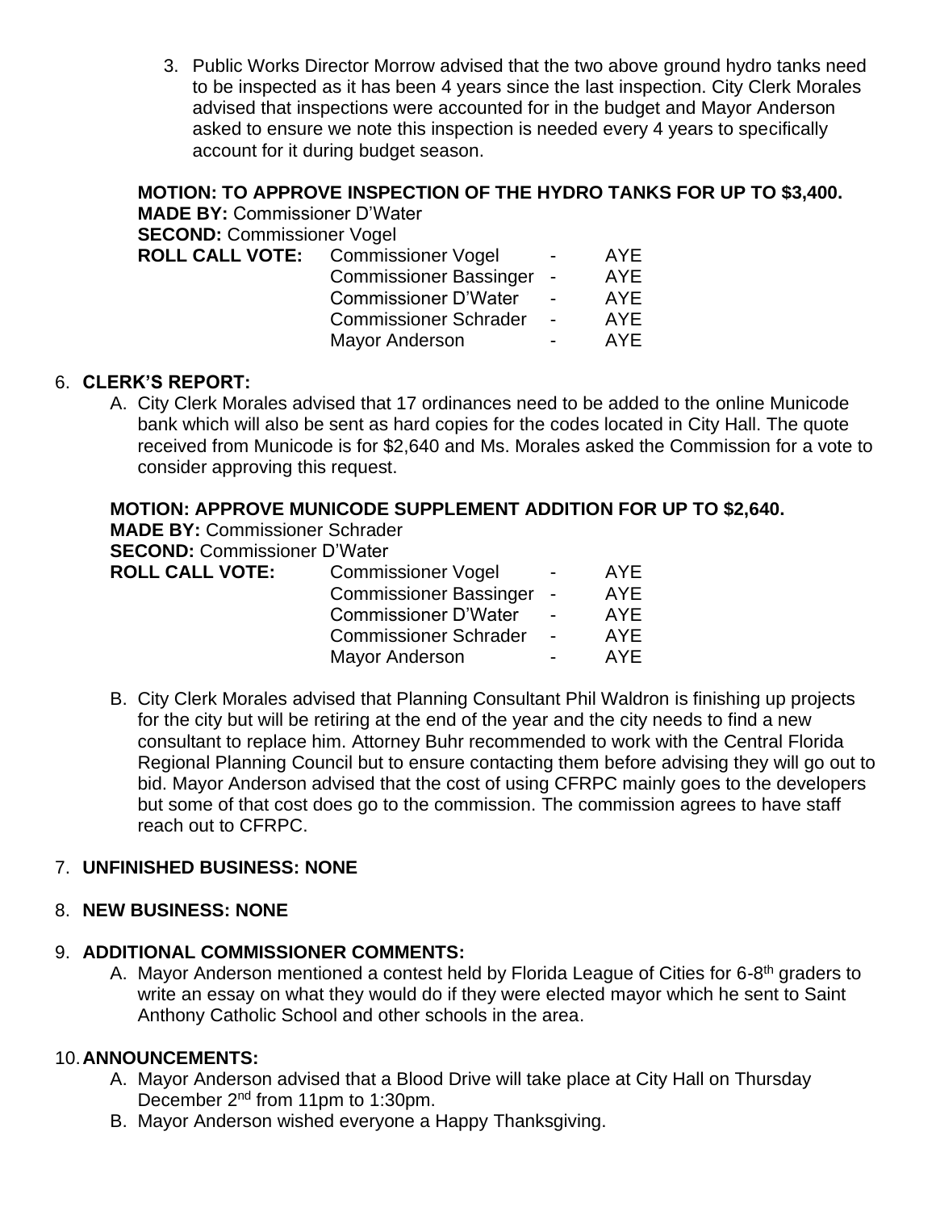3. Public Works Director Morrow advised that the two above ground hydro tanks need to be inspected as it has been 4 years since the last inspection. City Clerk Morales advised that inspections were accounted for in the budget and Mayor Anderson asked to ensure we note this inspection is needed every 4 years to specifically account for it during budget season.

**MOTION: TO APPROVE INSPECTION OF THE HYDRO TANKS FOR UP TO $3,400.**
**MADE BY:** Commissioner D'Water
**SECOND:** Commissioner Vogel

| **ROLL CALL VOTE:** | | | |
|---|---|---|---|
| | Commissioner Vogel | - | AYE |
| | Commissioner Bassinger | - | AYE |
| | Commissioner D'Water | - | AYE |
| | Commissioner Schrader | - | AYE |
| | Mayor Anderson | - | AYE |

6. **CLERK'S REPORT:**
   A. City Clerk Morales advised that 17 ordinances need to be added to the online Municode bank which will also be sent as hard copies for the codes located in City Hall. The quote received from Municode is for $2,640 and Ms. Morales asked the Commission for a vote to consider approving this request.

**MOTION: APPROVE MUNICODE SUPPLEMENT ADDITION FOR UP TO $2,640.**
**MADE BY:** Commissioner Schrader
**SECOND:** Commissioner D'Water

| **ROLL CALL VOTE:** | | | |
|---|---|---|---|
| | Commissioner Vogel | - | AYE |
| | Commissioner Bassinger | - | AYE |
| | Commissioner D'Water | - | AYE |
| | Commissioner Schrader | - | AYE |
| | Mayor Anderson | - | AYE |

   B. City Clerk Morales advised that Planning Consultant Phil Waldron is finishing up projects for the city but will be retiring at the end of the year and the city needs to find a new consultant to replace him. Attorney Buhr recommended to work with the Central Florida Regional Planning Council but to ensure contacting them before advising they will go out to bid. Mayor Anderson advised that the cost of using CFRPC mainly goes to the developers but some of that cost does go to the commission. The commission agrees to have staff reach out to CFRPC.

7. **UNFINISHED BUSINESS: NONE**

8. **NEW BUSINESS: NONE**

9. **ADDITIONAL COMMISSIONER COMMENTS:**
   A. Mayor Anderson mentioned a contest held by Florida League of Cities for 6-8th graders to write an essay on what they would do if they were elected mayor which he sent to Saint Anthony Catholic School and other schools in the area.

10. **ANNOUNCEMENTS:**
   A. Mayor Anderson advised that a Blood Drive will take place at City Hall on Thursday December 2nd from 11pm to 1:30pm.
   B. Mayor Anderson wished everyone a Happy Thanksgiving.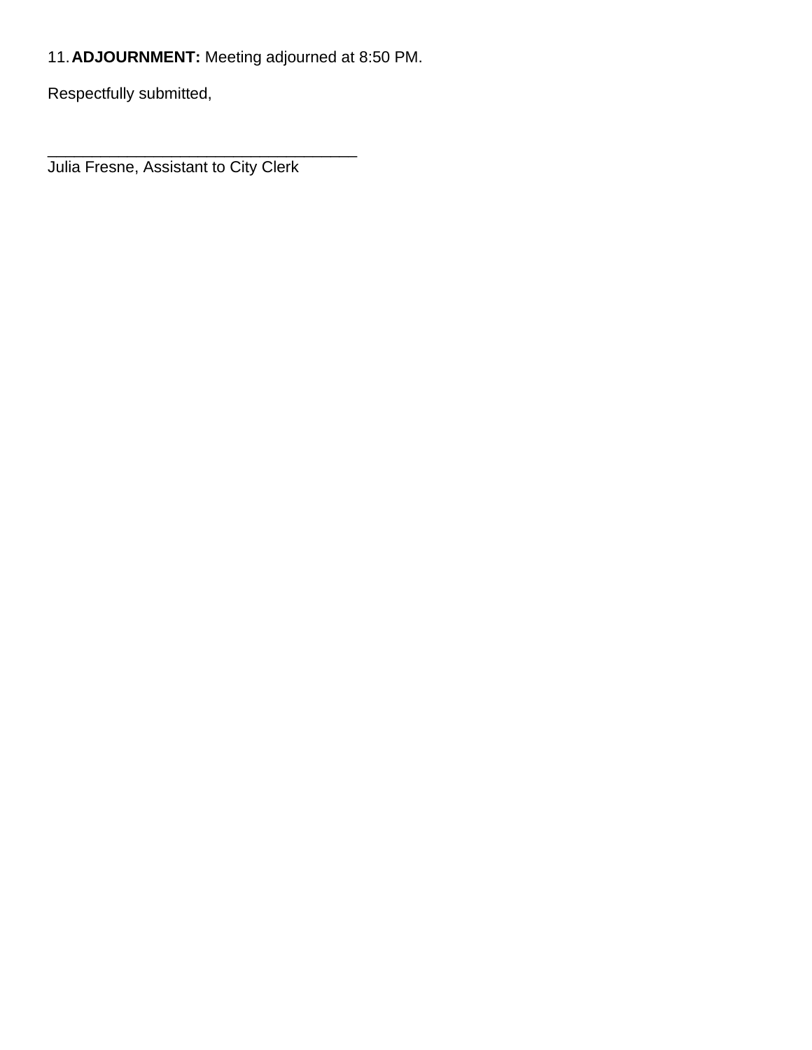11. **ADJOURNMENT:** Meeting adjourned at 8:50 PM.

Respectfully submitted,

\_\_\_\_\_\_\_\_\_\_\_\_\_\_\_\_\_\_\_\_\_\_\_\_\_\_\_\_\_\_\_\_\_\_\_\_\_\_

Julia Fresne, Assistant to City Clerk